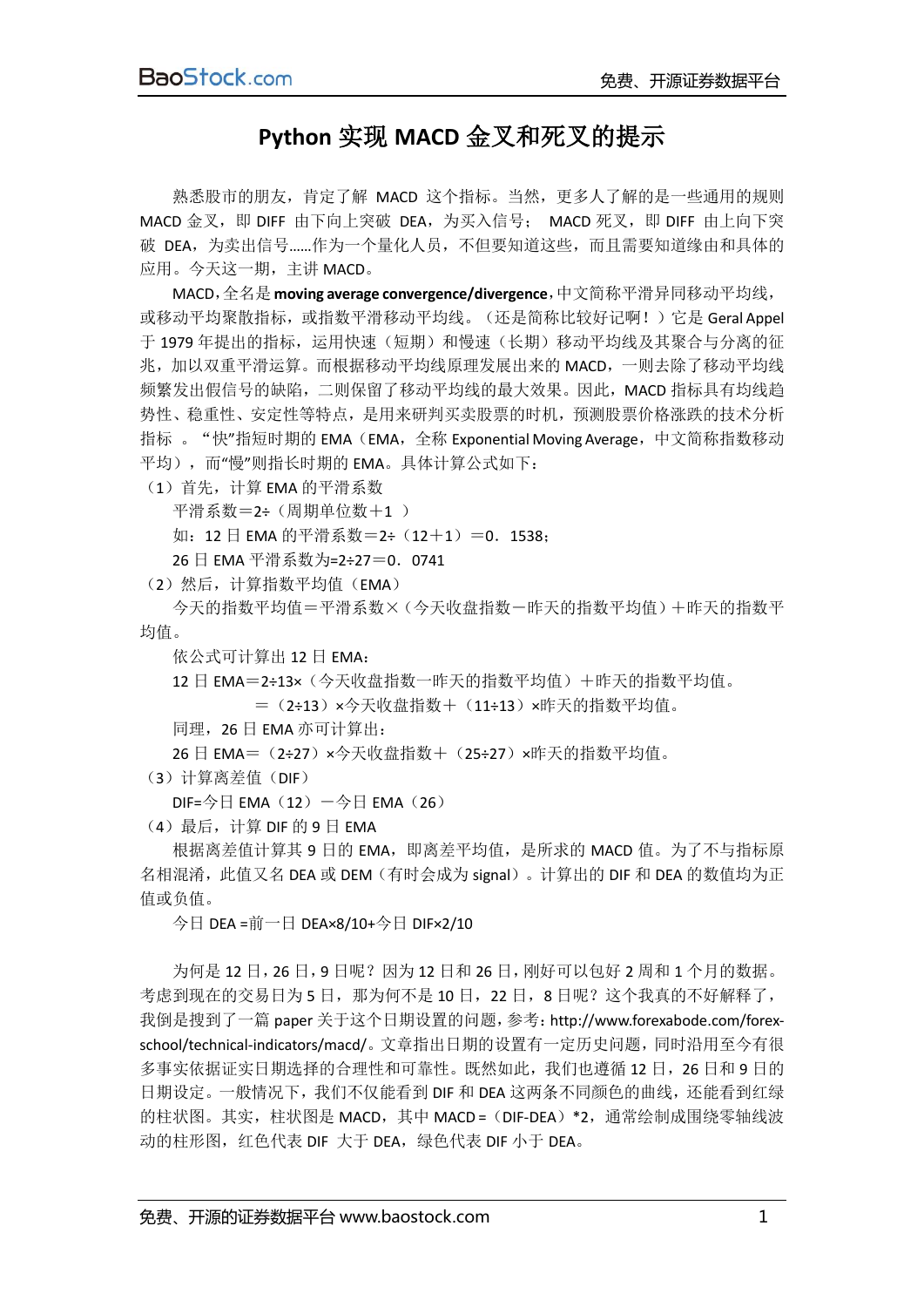# Python 实现 MACD 金叉和死叉的提示

熟悉股市的朋友，肯定了解 MACD 这个指标。当然，更多人了解的是一些通用的规则 MACD 金叉，即 DIFF 由下向上突破 DEA，为买入信号； MACD 死叉，即 DIFF 由上向下突破 DEA，为卖出信号……作为一个量化人员，不但要知道这些，而且需要知道缘由和具体的应用。今天这一期，主讲 MACD。

MACD，全名是 **moving average convergence/divergence**，中文简称平滑异同移动平均线，或移动平均聚散指标，或指数平滑移动平均线。（还是简称比较好记啊！）它是 Geral Appel 于 1979 年提出的指标，运用快速（短期）和慢速（长期）移动平均线及其聚合与分离的征兆，加以双重平滑运算。而根据移动平均线原理发展出来的 MACD，一则去除了移动平均线频繁发出假信号的缺陷，二则保留了移动平均线的最大效果。因此，MACD 指标具有均线趋势性、稳重性、安定性等特点，是用来研判买卖股票的时机，预测股票价格涨跌的技术分析指标 。“快”指短时期的 EMA（EMA，全称 Exponential Moving Average，中文简称指数移动平均），而“慢”则指长时期的 EMA。具体计算公式如下：

（1）首先，计算 EMA 的平滑系数

平滑系数＝2÷（周期单位数＋1 ）

如：12 日 EMA 的平滑系数＝2÷（12＋1）＝0．1538；

26 日 EMA 平滑系数为=2÷27＝0．0741

（2）然后，计算指数平均值（EMA）

今天的指数平均值＝平滑系数×（今天收盘指数－昨天的指数平均值）＋昨天的指数平均值。

依公式可计算出 12 日 EMA：

12 日 EMA＝2÷13×（今天收盘指数一昨天的指数平均值）＋昨天的指数平均值。

＝（2÷13）×今天收盘指数＋（11÷13）×昨天的指数平均值。

同理，26 日 EMA 亦可计算出：

26 日 EMA＝（2÷27）×今天收盘指数＋（25÷27）×昨天的指数平均值。

（3）计算离差值（DIF）

DIF=今日 EMA（12）－今日 EMA（26）

（4）最后，计算 DIF 的 9 日 EMA

根据离差值计算其 9 日的 EMA，即离差平均值，是所求的 MACD 值。为了不与指标原名相混淆，此值又名 DEA 或 DEM（有时会成为 signal）。计算出的 DIF 和 DEA 的数值均为正值或负值。

今日 DEA =前一日 DEA×8/10+今日 DIF×2/10

为何是 12 日，26 日，9 日呢？因为 12 日和 26 日，刚好可以包好 2 周和 1 个月的数据。考虑到现在的交易日为 5 日，那为何不是 10 日，22 日，8 日呢？这个我真的不好解释了，我倒是搜到了一篇 paper 关于这个日期设置的问题，参考：http://www.forexabode.com/forex-school/technical-indicators/macd/。文章指出日期的设置有一定历史问题，同时沿用至今有很多事实依据证实日期选择的合理性和可靠性。既然如此，我们也遵循 12 日，26 日和 9 日的日期设定。一般情况下，我们不仅能看到 DIF 和 DEA 这两条不同颜色的曲线，还能看到红绿的柱状图。其实，柱状图是 MACD，其中 MACD =（DIF-DEA）*2，通常绘制成围绕零轴线波动的柱形图，红色代表 DIF 大于 DEA，绿色代表 DIF 小于 DEA。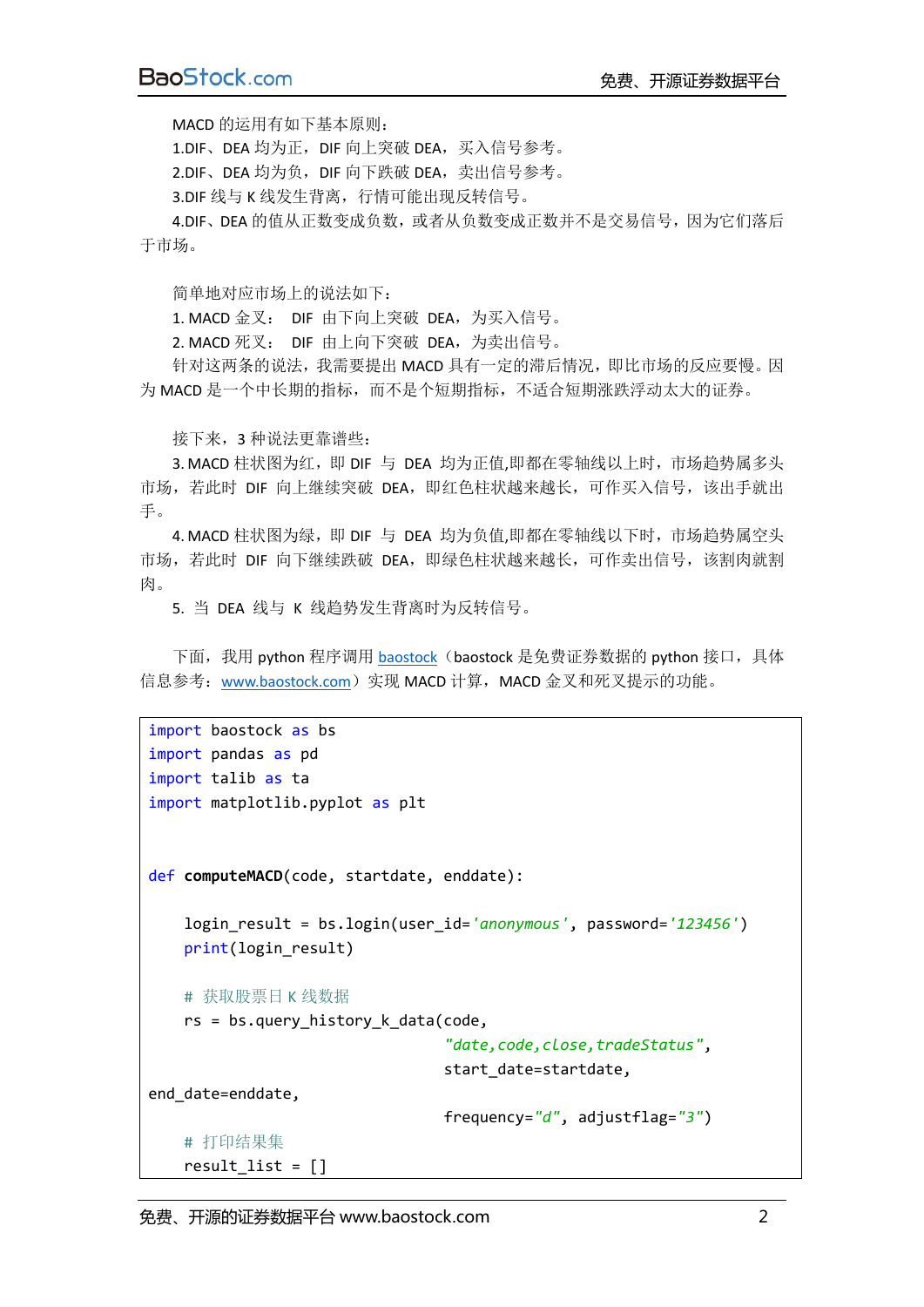MACD 的运用有如下基本原则：

1.DIF、DEA 均为正，DIF 向上突破 DEA，买入信号参考。

2.DIF、DEA 均为负，DIF 向下跌破 DEA，卖出信号参考。

3.DIF 线与 K 线发生背离，行情可能出现反转信号。

4.DIF、DEA 的值从正数变成负数，或者从负数变成正数并不是交易信号，因为它们落后于市场。

简单地对应市场上的说法如下：

1. MACD 金叉： DIF 由下向上突破 DEA，为买入信号。

2. MACD 死叉： DIF 由上向下突破 DEA，为卖出信号。

针对这两条的说法，我需要提出 MACD 具有一定的滞后情况，即比市场的反应要慢。因为 MACD 是一个中长期的指标，而不是个短期指标，不适合短期涨跌浮动太大的证券。

接下来，3 种说法更靠谱些：

3. MACD 柱状图为红，即 DIF 与 DEA 均为正值,即都在零轴线以上时，市场趋势属多头市场，若此时 DIF 向上继续突破 DEA，即红色柱状越来越长，可作买入信号，该出手就出手。

4. MACD 柱状图为绿，即 DIF 与 DEA 均为负值,即都在零轴线以下时，市场趋势属空头市场，若此时 DIF 向下继续跌破 DEA，即绿色柱状越来越长，可作卖出信号，该割肉就割肉。

5. 当 DEA 线与 K 线趋势发生背离时为反转信号。

下面，我用 python 程序调用 baostock（baostock 是免费证券数据的 python 接口，具体信息参考：www.baostock.com）实现 MACD 计算，MACD 金叉和死叉提示的功能。

```
import baostock as bs
import pandas as pd
import talib as ta
import matplotlib.pyplot as plt


def computeMACD(code, startdate, enddate):

    login_result = bs.login(user_id='anonymous', password='123456')
    print(login_result)

    # 获取股票日 K 线数据
    rs = bs.query_history_k_data(code,
                                 "date,code,close,tradeStatus",
                                 start_date=startdate,
end_date=enddate,
                                 frequency="d", adjustflag="3")
    # 打印结果集
    result_list = []
```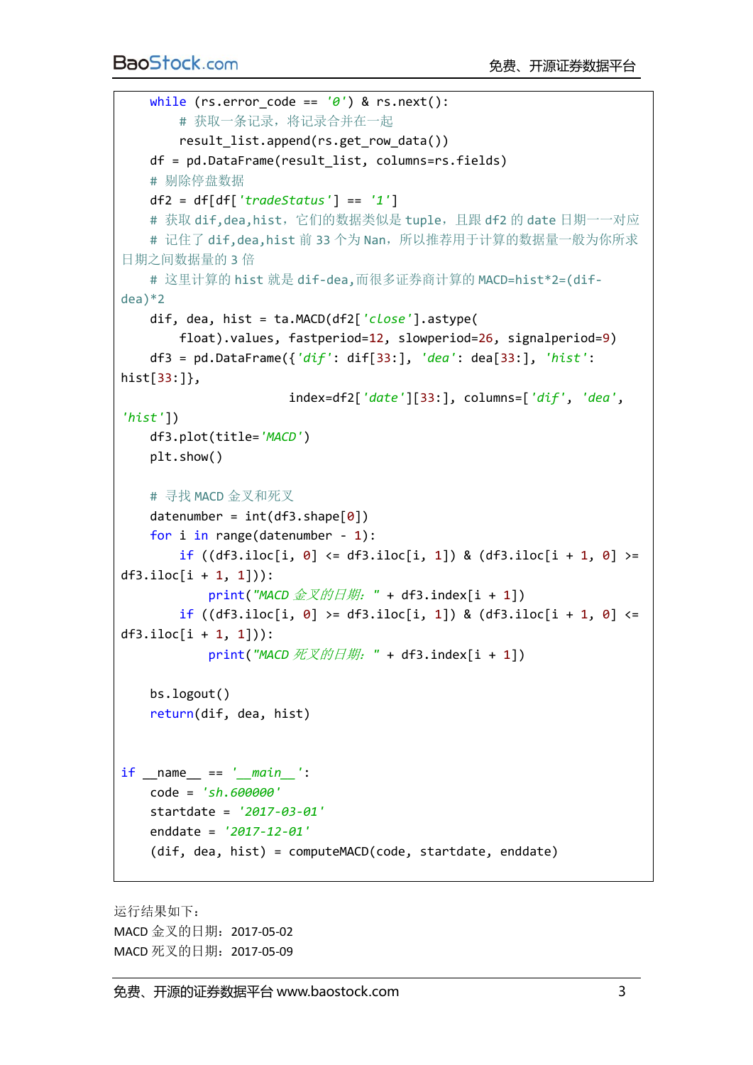```python
    while (rs.error_code == '0') & rs.next():
        # 获取一条记录，将记录合并在一起
        result_list.append(rs.get_row_data())
    df = pd.DataFrame(result_list, columns=rs.fields)
    # 剔除停盘数据
    df2 = df[df['tradeStatus'] == '1']
    # 获取 dif,dea,hist，它们的数据类似是 tuple，且跟 df2 的 date 日期一一对应
    # 记住了 dif,dea,hist 前 33 个为 Nan，所以推荐用于计算的数据量一般为你所求日期之间数据量的 3 倍
    # 这里计算的 hist 就是 dif-dea,而很多证券商计算的 MACD=hist*2=(dif-dea)*2
    dif, dea, hist = ta.MACD(df2['close'].astype(
        float).values, fastperiod=12, slowperiod=26, signalperiod=9)
    df3 = pd.DataFrame({'dif': dif[33:], 'dea': dea[33:], 'hist': hist[33:]},
                       index=df2['date'][33:], columns=['dif', 'dea', 'hist'])
    df3.plot(title='MACD')
    plt.show()

    # 寻找 MACD 金叉和死叉
    datenumber = int(df3.shape[0])
    for i in range(datenumber - 1):
        if ((df3.iloc[i, 0] <= df3.iloc[i, 1]) & (df3.iloc[i + 1, 0] >= df3.iloc[i + 1, 1])):
            print("MACD 金叉的日期: " + df3.index[i + 1])
        if ((df3.iloc[i, 0] >= df3.iloc[i, 1]) & (df3.iloc[i + 1, 0] <= df3.iloc[i + 1, 1])):
            print("MACD 死叉的日期: " + df3.index[i + 1])

    bs.logout()
    return(dif, dea, hist)


if __name__ == '__main__':
    code = 'sh.600000'
    startdate = '2017-03-01'
    enddate = '2017-12-01'
    (dif, dea, hist) = computeMACD(code, startdate, enddate)
```

运行结果如下：

MACD 金叉的日期：2017-05-02

MACD 死叉的日期：2017-05-09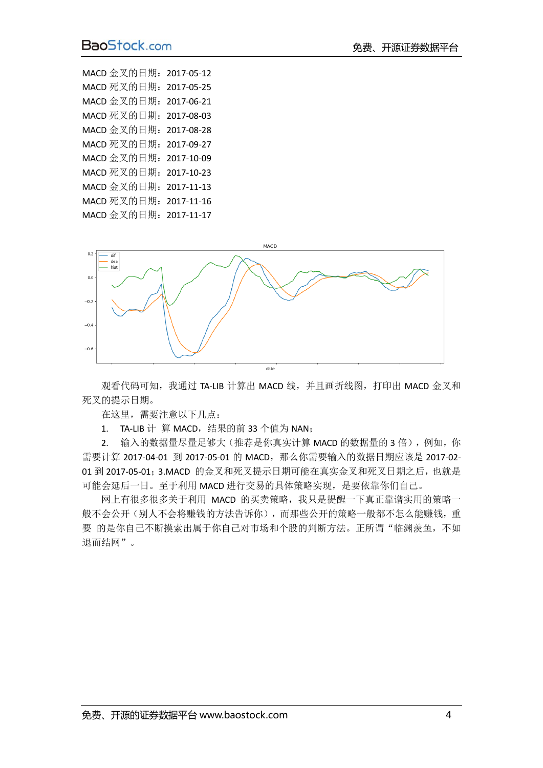MACD 金叉的日期：2017-05-12
MACD 死叉的日期：2017-05-25
MACD 金叉的日期：2017-06-21
MACD 死叉的日期：2017-08-03
MACD 金叉的日期：2017-08-28
MACD 死叉的日期：2017-09-27
MACD 金叉的日期：2017-10-09
MACD 死叉的日期：2017-10-23
MACD 金叉的日期：2017-11-13
MACD 死叉的日期：2017-11-16
MACD 金叉的日期：2017-11-17

MACD

dif
dea
hist

0.2
0.0
−0.2
−0.4
−0.6

date

观看代码可知，我通过 TA-LIB 计算出 MACD 线，并且画折线图，打印出 MACD 金叉和死叉的提示日期。

在这里，需要注意以下几点：

1. TA-LIB 计 算 MACD，结果的前 33 个值为 NAN；

2. 输入的数据量尽量足够大（推荐是你真实计算 MACD 的数据量的 3 倍），例如，你需要计算 2017-04-01 到 2017-05-01 的 MACD，那么你需要输入的数据日期应该是 2017-02-01 到 2017-05-01；3.MACD 的金叉和死叉提示日期可能在真实金叉和死叉日期之后，也就是可能会延后一日。至于利用 MACD 进行交易的具体策略实现，是要依靠你们自己。

网上有很多很多关于利用 MACD 的买卖策略，我只是提醒一下真正靠谱实用的策略一般不会公开（别人不会将赚钱的方法告诉你），而那些公开的策略一般都不怎么能赚钱，重要 的是你自己不断摸索出属于你自己对市场和个股的判断方法。正所谓“临渊羡鱼，不如退而结网”。